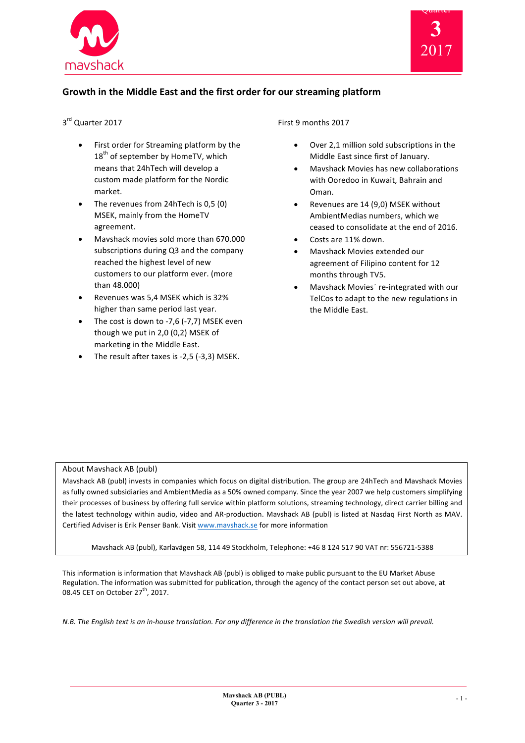# Growth in the Middle East and the first order for our streaming platform

3rd Quarter 2017

- First order for Streaming platform by the 18th of september by HomeTV, which means that 24hTech will develop a custom made platform for the Nordic market.
- The revenues from 24hTech is 0,5 (0) MSEK, mainly from the HomeTV agreement.
- Mavshack movies sold more than 670.000 subscriptions during Q3 and the company reached the highest level of new customers to our platform ever. (more than 48.000)
- Revenues was 5,4 MSEK which is 32% higher than same period last year.
- The cost is down to -7,6 (-7,7) MSEK even though we put in 2,0 (0,2) MSEK of marketing in the Middle East.
- The result after taxes is -2,5 (-3,3) MSEK.

First 9 months 2017

- Over 2,1 million sold subscriptions in the Middle East since first of January.
- Mavshack Movies has new collaborations with Ooredoo in Kuwait, Bahrain and Oman.
- Revenues are 14 (9,0) MSEK without AmbientMedias numbers, which we ceased to consolidate at the end of 2016.
- Costs are 11% down.
- Mavshack Movies extended our agreement of Filipino content for 12 months through TV5.
- Mavshack Movies´ re-integrated with our TelCos to adapt to the new regulations in the Middle East.

About Mavshack AB (publ)

Mavshack AB (publ) invests in companies which focus on digital distribution. The group are 24hTech and Mavshack Movies as fully owned subsidiaries and AmbientMedia as a 50% owned company. Since the year 2007 we help customers simplifying their processes of business by offering full service within platform solutions, streaming technology, direct carrier billing and the latest technology within audio, video and AR-production. Mavshack AB (publ) is listed at Nasdaq First North as MAV. Certified Adviser is Erik Penser Bank. Visit www.mavshack.se for more information

Mavshack AB (publ), Karlavägen 58, 114 49 Stockholm, Telephone: +46 8 124 517 90 VAT nr: 556721-5388

This information is information that Mavshack AB (publ) is obliged to make public pursuant to the EU Market Abuse Regulation. The information was submitted for publication, through the agency of the contact person set out above, at 08.45 CET on October 27th, 2017.

*N.B. The English text is an in-house translation. For any difference in the translation the Swedish version will prevail.*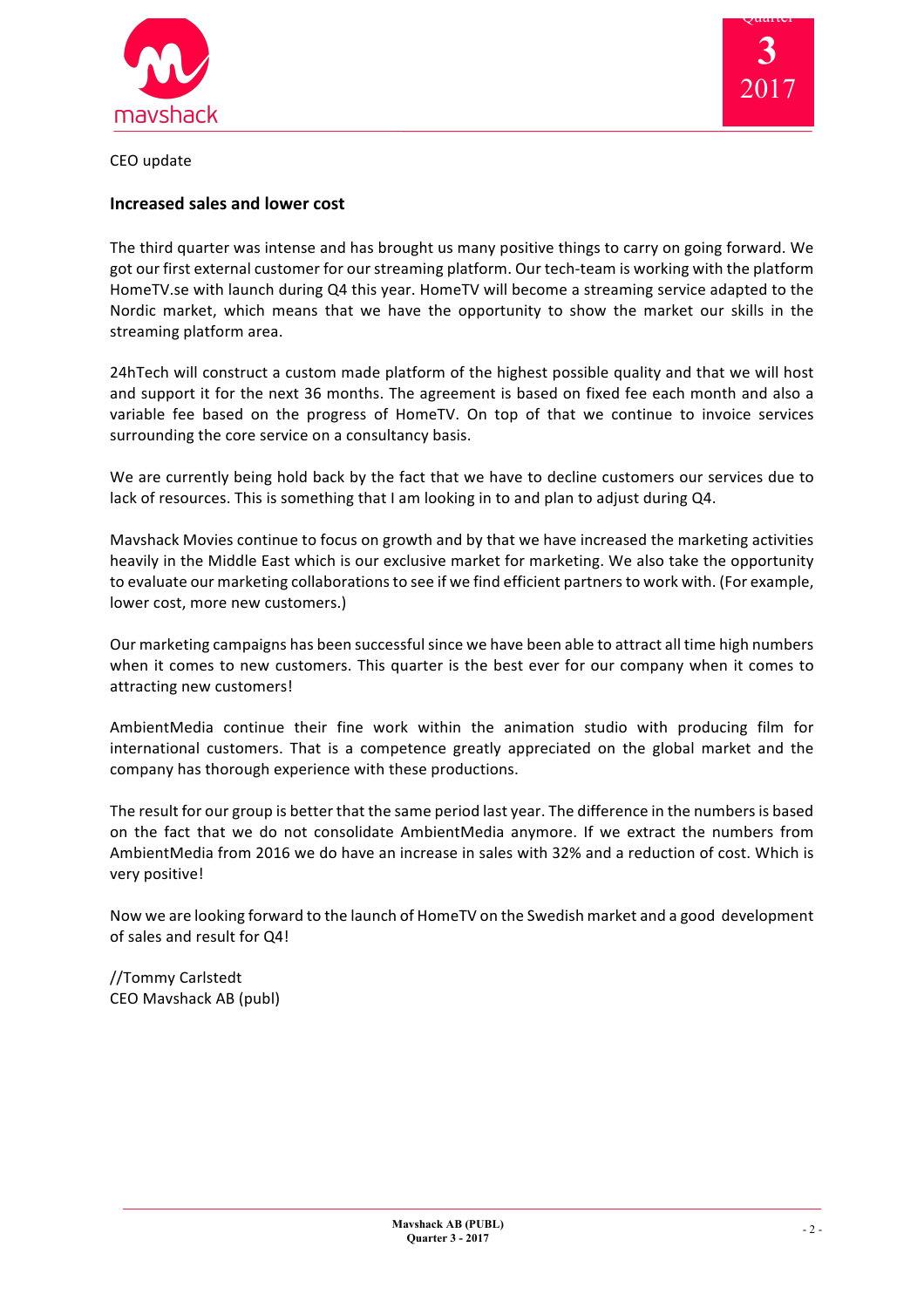CEO update

## Increased sales and lower cost

The third quarter was intense and has brought us many positive things to carry on going forward. We got our first external customer for our streaming platform. Our tech-team is working with the platform HomeTV.se with launch during Q4 this year. HomeTV will become a streaming service adapted to the Nordic market, which means that we have the opportunity to show the market our skills in the streaming platform area.

24hTech will construct a custom made platform of the highest possible quality and that we will host and support it for the next 36 months. The agreement is based on fixed fee each month and also a variable fee based on the progress of HomeTV. On top of that we continue to invoice services surrounding the core service on a consultancy basis.

We are currently being hold back by the fact that we have to decline customers our services due to lack of resources. This is something that I am looking in to and plan to adjust during Q4.

Mavshack Movies continue to focus on growth and by that we have increased the marketing activities heavily in the Middle East which is our exclusive market for marketing. We also take the opportunity to evaluate our marketing collaborations to see if we find efficient partners to work with. (For example, lower cost, more new customers.)

Our marketing campaigns has been successful since we have been able to attract all time high numbers when it comes to new customers. This quarter is the best ever for our company when it comes to attracting new customers!

AmbientMedia continue their fine work within the animation studio with producing film for international customers. That is a competence greatly appreciated on the global market and the company has thorough experience with these productions.

The result for our group is better that the same period last year. The difference in the numbers is based on the fact that we do not consolidate AmbientMedia anymore. If we extract the numbers from AmbientMedia from 2016 we do have an increase in sales with 32% and a reduction of cost. Which is very positive!

Now we are looking forward to the launch of HomeTV on the Swedish market and a good development of sales and result for Q4!

//Tommy Carlstedt
CEO Mavshack AB (publ)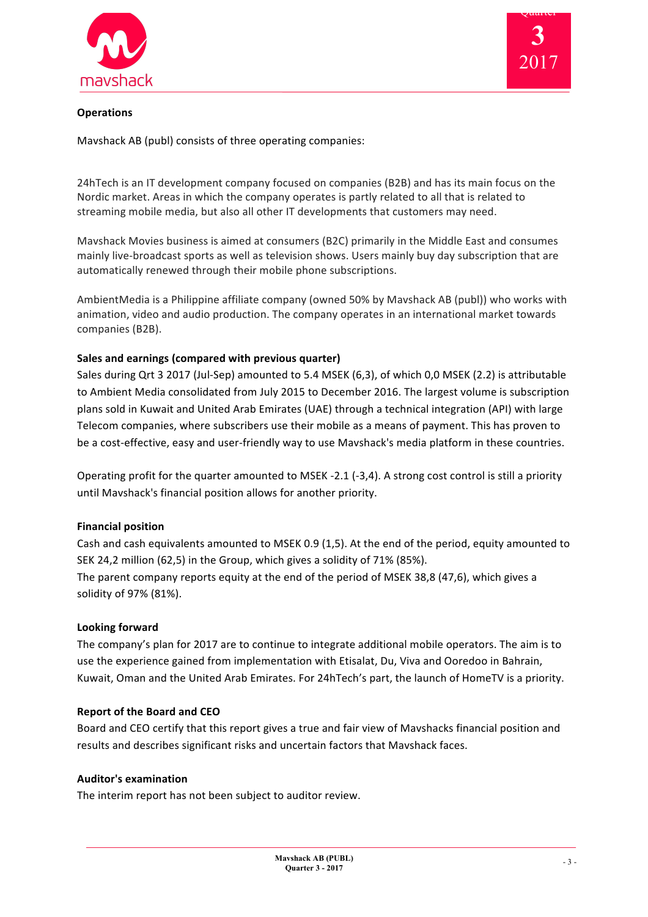## Operations

Mavshack AB (publ) consists of three operating companies:

24hTech is an IT development company focused on companies (B2B) and has its main focus on the Nordic market. Areas in which the company operates is partly related to all that is related to streaming mobile media, but also all other IT developments that customers may need.

Mavshack Movies business is aimed at consumers (B2C) primarily in the Middle East and consumes mainly live-broadcast sports as well as television shows. Users mainly buy day subscription that are automatically renewed through their mobile phone subscriptions.

AmbientMedia is a Philippine affiliate company (owned 50% by Mavshack AB (publ)) who works with animation, video and audio production. The company operates in an international market towards companies (B2B).

**Sales and earnings (compared with previous quarter)**

Sales during Qrt 3 2017 (Jul-Sep) amounted to 5.4 MSEK (6,3), of which 0,0 MSEK (2.2) is attributable to Ambient Media consolidated from July 2015 to December 2016. The largest volume is subscription plans sold in Kuwait and United Arab Emirates (UAE) through a technical integration (API) with large Telecom companies, where subscribers use their mobile as a means of payment. This has proven to be a cost-effective, easy and user-friendly way to use Mavshack's media platform in these countries.

Operating profit for the quarter amounted to MSEK -2.1 (-3,4). A strong cost control is still a priority until Mavshack's financial position allows for another priority.

**Financial position**

Cash and cash equivalents amounted to MSEK 0.9 (1,5). At the end of the period, equity amounted to SEK 24,2 million (62,5) in the Group, which gives a solidity of 71% (85%).
The parent company reports equity at the end of the period of MSEK 38,8 (47,6), which gives a solidity of 97% (81%).

**Looking forward**

The company's plan for 2017 are to continue to integrate additional mobile operators. The aim is to use the experience gained from implementation with Etisalat, Du, Viva and Ooredoo in Bahrain, Kuwait, Oman and the United Arab Emirates. For 24hTech's part, the launch of HomeTV is a priority.

**Report of the Board and CEO**

Board and CEO certify that this report gives a true and fair view of Mavshacks financial position and results and describes significant risks and uncertain factors that Mavshack faces.

**Auditor's examination**

The interim report has not been subject to auditor review.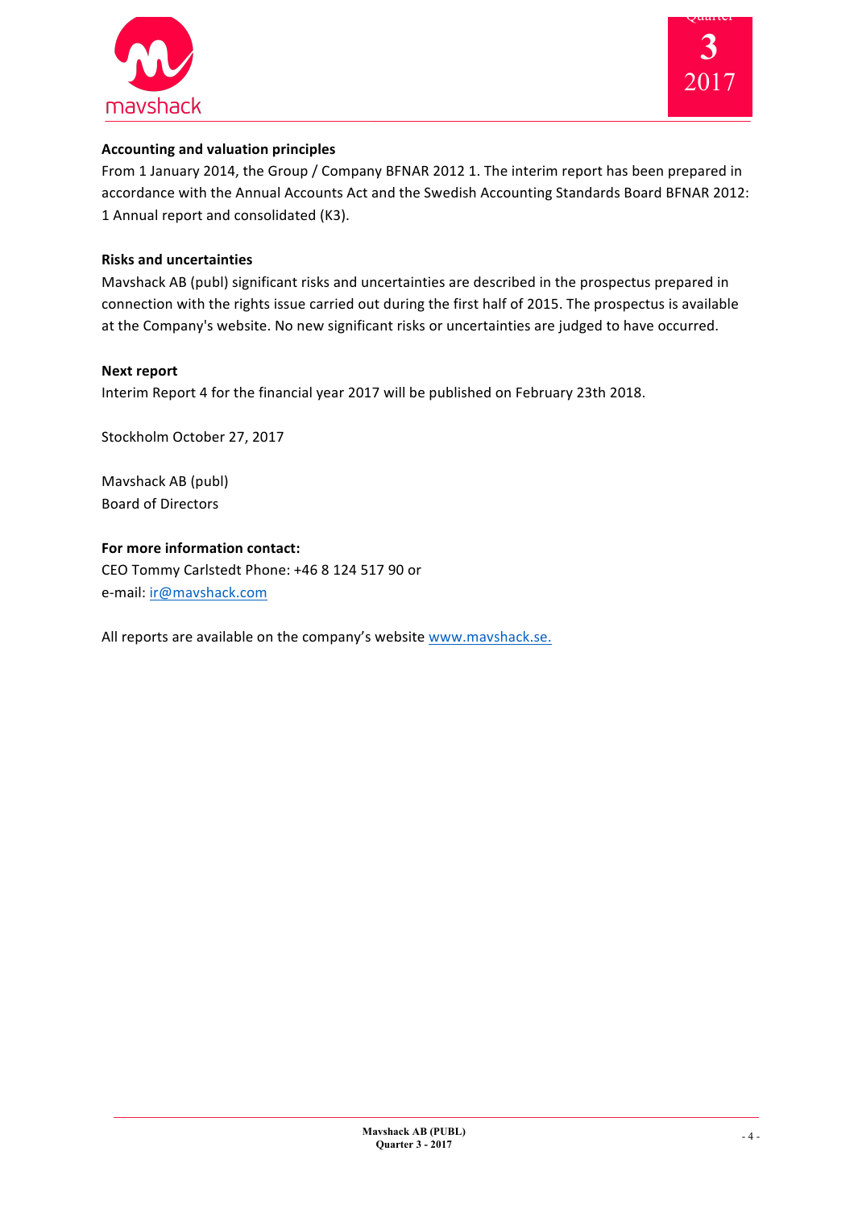**Accounting and valuation principles**

From 1 January 2014, the Group / Company BFNAR 2012 1. The interim report has been prepared in accordance with the Annual Accounts Act and the Swedish Accounting Standards Board BFNAR 2012: 1 Annual report and consolidated (K3).

**Risks and uncertainties**

Mavshack AB (publ) significant risks and uncertainties are described in the prospectus prepared in connection with the rights issue carried out during the first half of 2015. The prospectus is available at the Company's website. No new significant risks or uncertainties are judged to have occurred.

**Next report**

Interim Report 4 for the financial year 2017 will be published on February 23th 2018.

Stockholm October 27, 2017

Mavshack AB (publ)
Board of Directors

**For more information contact:**

CEO Tommy Carlstedt Phone: +46 8 124 517 90 or
e-mail: ir@mavshack.com

All reports are available on the company's website www.mavshack.se.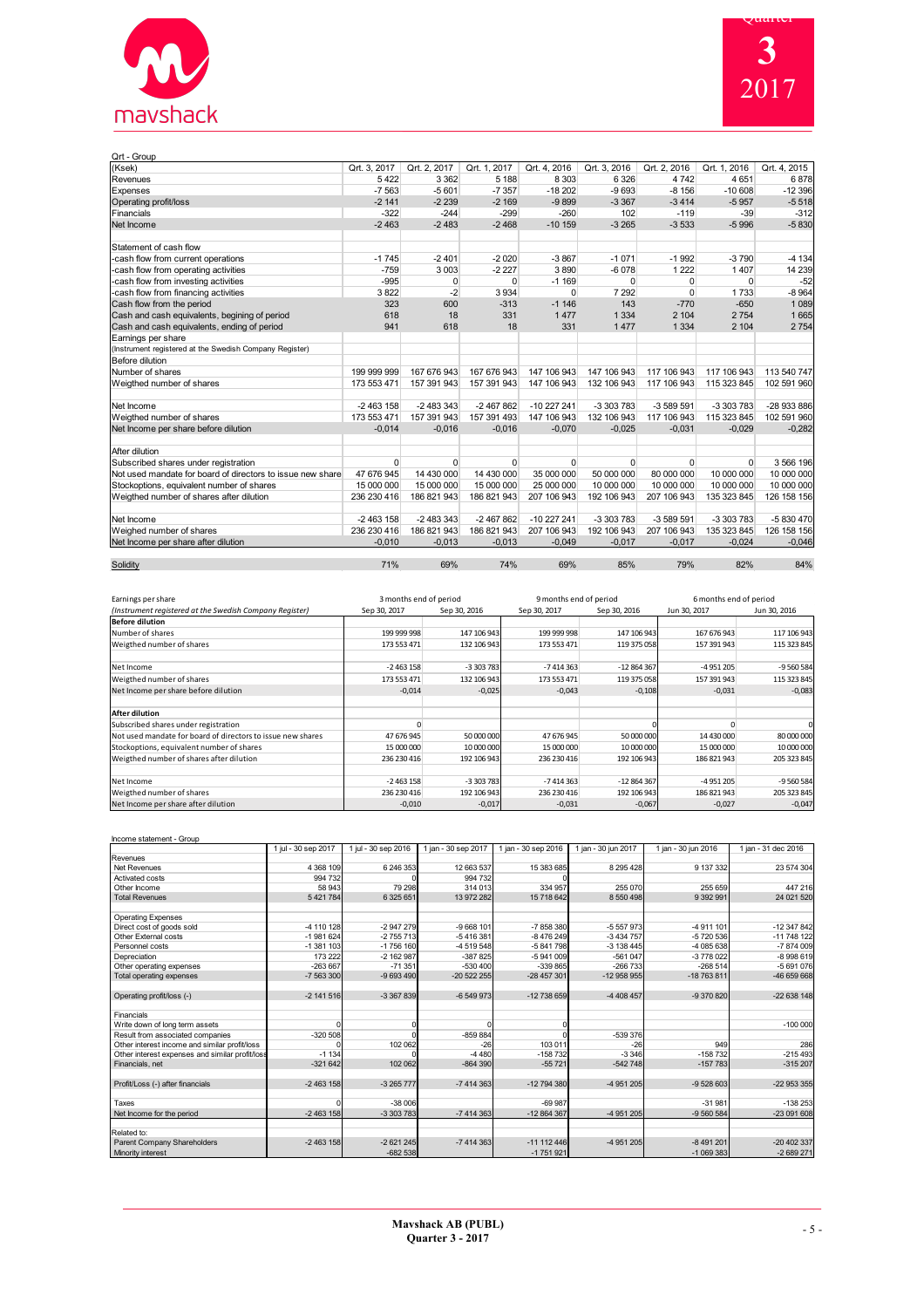Qrt - Group

| (Ksek) | Qrt. 3, 2017 | Qrt. 2, 2017 | Qrt. 1, 2017 | Qrt. 4, 2016 | Qrt. 3, 2016 | Qrt. 2, 2016 | Qrt. 1, 2016 | Qrt. 4, 2015 |
|---|---|---|---|---|---|---|---|---|
| Revenues | 5 422 | 3 362 | 5 188 | 8 303 | 6 326 | 4 742 | 4 651 | 6 878 |
| Expenses | -7 563 | -5 601 | -7 357 | -18 202 | -9 693 | -8 156 | -10 608 | -12 396 |
| Operating profit/loss | -2 141 | -2 239 | -2 169 | -9 899 | -3 367 | -3 414 | -5 957 | -5 518 |
| Financials | -322 | -244 | -299 | -260 | 102 | -119 | -39 | -312 |
| Net Income | -2 463 | -2 483 | -2 468 | -10 159 | -3 265 | -3 533 | -5 996 | -5 830 |
| | | | | | | | | |
| Statement of cash flow | | | | | | | | |
| -cash flow from current operations | -1 745 | -2 401 | -2 020 | -3 867 | -1 071 | -1 992 | -3 790 | -4 134 |
| -cash flow from operating activities | -759 | 3 003 | -2 227 | 3 890 | -6 078 | 1 222 | 1 407 | 14 239 |
| -cash flow from investing activities | -995 | 0 | 0 | -1 169 | 0 | 0 | 0 | -52 |
| -cash flow from financing activities | 3 822 | -2 | 3 934 | 0 | 7 292 | 0 | 1 733 | -8 964 |
| Cash flow from the period | 323 | 600 | -313 | -1 146 | 143 | -770 | -650 | 1 089 |
| Cash and cash equivalents, begining of period | 618 | 18 | 331 | 1 477 | 1 334 | 2 104 | 2 754 | 1 665 |
| Cash and cash equivalents, ending of period | 941 | 618 | 18 | 331 | 1 477 | 1 334 | 2 104 | 2 754 |
| Earnings per share | | | | | | | | |
| (Instrument registered at the Swedish Company Register) | | | | | | | | |
| Before dilution | | | | | | | | |
| Number of shares | 199 999 999 | 167 676 943 | 167 676 943 | 147 106 943 | 147 106 943 | 117 106 943 | 117 106 943 | 113 540 747 |
| Weigthed number of shares | 173 553 471 | 157 391 943 | 157 391 943 | 147 106 943 | 132 106 943 | 117 106 943 | 115 323 845 | 102 591 960 |
| | | | | | | | | |
| Net Income | -2 463 158 | -2 483 343 | -2 467 862 | -10 227 241 | -3 303 783 | -3 589 591 | -3 303 783 | -28 933 886 |
| Weigthed number of shares | 173 553 471 | 157 391 943 | 157 391 943 | 147 106 943 | 132 106 943 | 117 106 943 | 115 323 845 | 102 591 960 |
| Net Income per share before dilution | -0,014 | -0,016 | -0,016 | -0,070 | -0,025 | -0,031 | -0,029 | -0,282 |
| | | | | | | | | |
| After dilution | | | | | | | | |
| Subscribed shares under registration | 0 | 0 | 0 | 0 | 0 | 0 | 0 | 3 566 196 |
| Not used mandate for board of directors to issue new share | 47 676 945 | 14 430 000 | 14 430 000 | 35 000 000 | 50 000 000 | 80 000 000 | 10 000 000 | 10 000 000 |
| Stockoptions, equivalent number of shares | 15 000 000 | 15 000 000 | 15 000 000 | 25 000 000 | 10 000 000 | 10 000 000 | 10 000 000 | 10 000 000 |
| Weigthed number of shares after dilution | 236 230 416 | 186 821 943 | 186 821 943 | 207 106 943 | 192 106 943 | 207 106 943 | 135 323 845 | 126 158 156 |
| | | | | | | | | |
| Net Income | -2 463 158 | -2 483 343 | -2 467 862 | -10 227 241 | -3 303 783 | -3 589 591 | -3 303 783 | -5 830 470 |
| Weighed number of shares | 236 230 416 | 186 821 943 | 186 821 943 | 207 106 943 | 192 106 943 | 207 106 943 | 135 323 845 | 126 158 156 |
| Net Income per share after dilution | -0,010 | -0,013 | -0,013 | -0,049 | -0,017 | -0,017 | -0,024 | -0,046 |
| | | | | | | | | |
| Solidity | 71% | 69% | 74% | 69% | 85% | 79% | 82% | 84% |

| Earnings per share | 3 months end of period | | 9 months end of period | | 6 months end of period | |
|---|---|---|---|---|---|---|
| *(Instrument registered at the Swedish Company Register)* | Sep 30, 2017 | Sep 30, 2016 | Sep 30, 2017 | Sep 30, 2016 | Jun 30, 2017 | Jun 30, 2016 |
| **Before dilution** | | | | | | |
| Number of shares | 199 999 998 | 147 106 943 | 199 999 998 | 147 106 943 | 167 676 943 | 117 106 943 |
| Weigthed number of shares | 173 553 471 | 132 106 943 | 173 553 471 | 119 375 058 | 157 391 943 | 115 323 845 |
| | | | | | | |
| Net Income | -2 463 158 | -3 303 783 | -7 414 363 | -12 864 367 | -4 951 205 | -9 560 584 |
| Weigthed number of shares | 173 553 471 | 132 106 943 | 173 553 471 | 119 375 058 | 157 391 943 | 115 323 845 |
| Net Income per share before dilution | -0,014 | -0,025 | -0,043 | -0,108 | -0,031 | -0,083 |
| | | | | | | |
| **After dilution** | | | | | | |
| Subscribed shares under registration | 0 | | | 0 | 0 | 0 |
| Not used mandate for board of directors to issue new shares | 47 676 945 | 50 000 000 | 47 676 945 | 50 000 000 | 14 430 000 | 80 000 000 |
| Stockoptions, equivalent number of shares | 15 000 000 | 10 000 000 | 15 000 000 | 10 000 000 | 15 000 000 | 10 000 000 |
| Weigthed number of shares after dilution | 236 230 416 | 192 106 943 | 236 230 416 | 192 106 943 | 186 821 943 | 205 323 845 |
| | | | | | | |
| Net Income | -2 463 158 | -3 303 783 | -7 414 363 | -12 864 367 | -4 951 205 | -9 560 584 |
| Weigthed number of shares | 236 230 416 | 192 106 943 | 236 230 416 | 192 106 943 | 186 821 943 | 205 323 845 |
| Net Income per share after dilution | -0,010 | -0,017 | -0,031 | -0,067 | -0,027 | -0,047 |

Income statement - Group

| | 1 jul - 30 sep 2017 | 1 jul - 30 sep 2016 | 1 jan - 30 sep 2017 | 1 jan - 30 sep 2016 | 1 jan - 30 jun 2017 | 1 jan - 30 jun 2016 | 1 jan - 31 dec 2016 |
|---|---|---|---|---|---|---|---|
| Revenues | | | | | | | |
| Net Revenues | 4 368 109 | 6 246 353 | 12 663 537 | 15 383 685 | 8 295 428 | 9 137 332 | 23 574 304 |
| Activated costs | 994 732 | 0 | 994 732 | 0 | | | |
| Other Income | 58 943 | 79 298 | 314 013 | 334 957 | 255 070 | 255 659 | 447 216 |
| Total Revenues | 5 421 784 | 6 325 651 | 13 972 282 | 15 718 642 | 8 550 498 | 9 392 991 | 24 021 520 |
| | | | | | | | |
| Operating Expenses | | | | | | | |
| Direct cost of goods sold | -4 110 128 | -2 947 279 | -9 668 101 | -7 858 380 | -5 557 973 | -4 911 101 | -12 347 842 |
| Other External costs | -1 981 624 | -2 755 713 | -5 416 381 | -8 476 249 | -3 434 757 | -5 720 536 | -11 748 122 |
| Personnel costs | -1 381 103 | -1 756 160 | -4 519 548 | -5 841 798 | -3 138 445 | -4 085 638 | -7 874 009 |
| Depreciation | 173 222 | -2 162 987 | -387 825 | -5 941 009 | -561 047 | -3 778 022 | -8 998 619 |
| Other operating expenses | -263 667 | -71 351 | -530 400 | -339 865 | -266 733 | -268 514 | -5 691 076 |
| Total operating expenses | -7 563 300 | -9 693 490 | -20 522 255 | -28 457 301 | -12 958 955 | -18 763 811 | -46 659 668 |
| | | | | | | | |
| Operating profit/loss (-) | -2 141 516 | -3 367 839 | -6 549 973 | -12 738 659 | -4 408 457 | -9 370 820 | -22 638 148 |
| | | | | | | | |
| Financials | | | | | | | |
| Write down of long term assets | 0 | 0 | 0 | 0 | | | -100 000 |
| Result from associated companies | -320 508 | 0 | -859 884 | 0 | -539 376 | | |
| Other interest income and similar profit/loss | 0 | 102 062 | -26 | 103 011 | -26 | 949 | 286 |
| Other interest expenses and similar profit/loss | -1 134 | 0 | -4 480 | -158 732 | -3 346 | -158 732 | -215 493 |
| Financials, net | -321 642 | 102 062 | -864 390 | -55 721 | -542 748 | -157 783 | -315 207 |
| | | | | | | | |
| Profit/Loss (-) after financials | -2 463 158 | -3 265 777 | -7 414 363 | -12 794 380 | -4 951 205 | -9 528 603 | -22 953 355 |
| | | | | | | | |
| Taxes | 0 | -38 006 | | -69 987 | | -31 981 | -138 253 |
| Net Income for the period | -2 463 158 | -3 303 783 | -7 414 363 | -12 864 367 | -4 951 205 | -9 560 584 | -23 091 608 |
| | | | | | | | |
| Related to: | | | | | | | |
| Parent Company Shareholders | -2 463 158 | -2 621 245 | -7 414 363 | -11 112 446 | -4 951 205 | -8 491 201 | -20 402 337 |
| Minority interest | | -682 538 | | -1 751 921 | | -1 069 383 | -2 689 271 |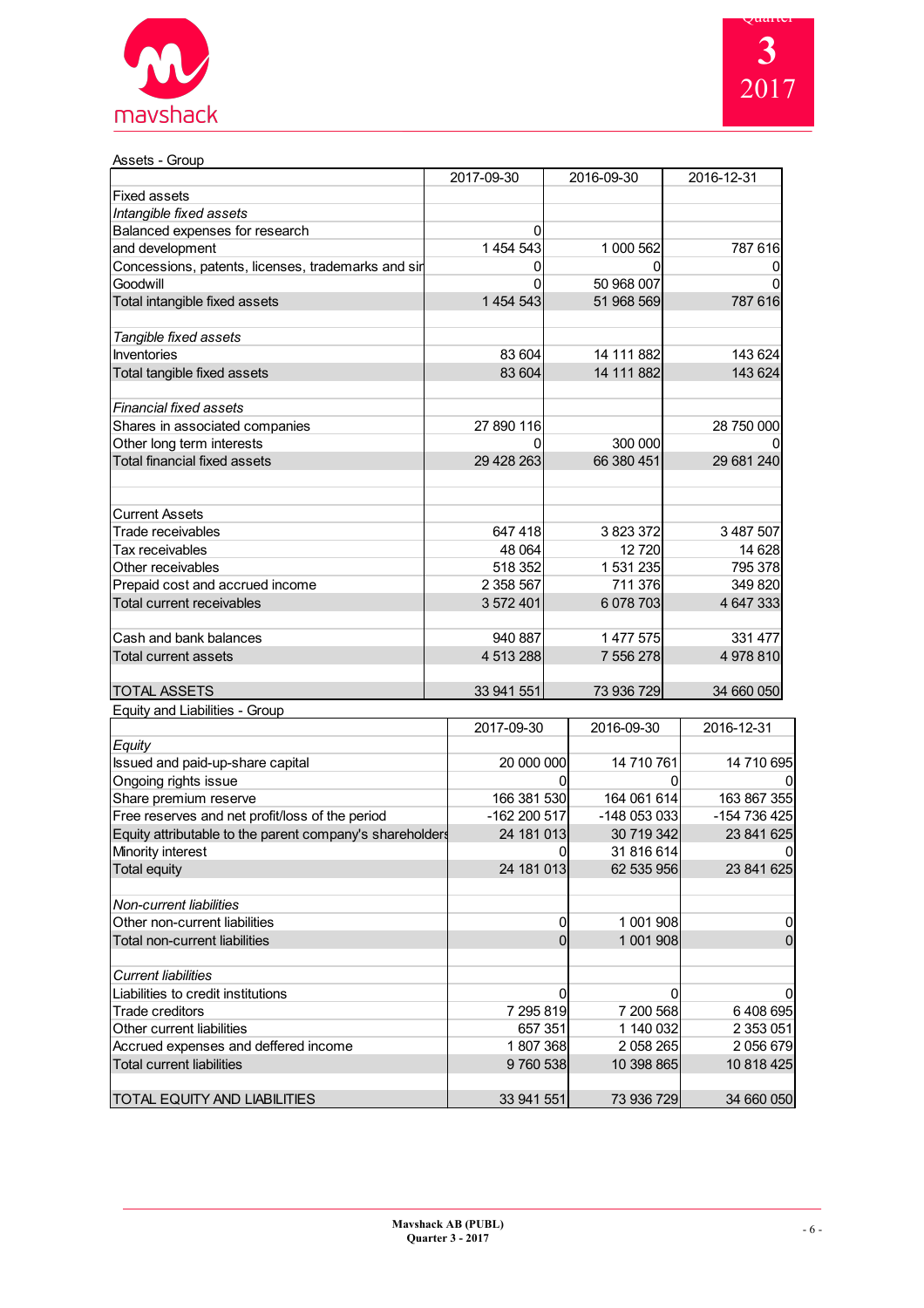Assets - Group

| | 2017-09-30 | 2016-09-30 | 2016-12-31 |
|---|---|---|---|
| Fixed assets | | | |
| *Intangible fixed assets* | | | |
| Balanced expenses for research | 0 | | |
| and development | 1 454 543 | 1 000 562 | 787 616 |
| Concessions, patents, licenses, trademarks and sir | 0 | 0 | 0 |
| Goodwill | 0 | 50 968 007 | 0 |
| Total intangible fixed assets | 1 454 543 | 51 968 569 | 787 616 |
| | | | |
| *Tangible fixed assets* | | | |
| Inventories | 83 604 | 14 111 882 | 143 624 |
| Total tangible fixed assets | 83 604 | 14 111 882 | 143 624 |
| | | | |
| *Financial fixed assets* | | | |
| Shares in associated companies | 27 890 116 | | 28 750 000 |
| Other long term interests | 0 | 300 000 | 0 |
| Total financial fixed assets | 29 428 263 | 66 380 451 | 29 681 240 |
| | | | |
| Current Assets | | | |
| Trade receivables | 647 418 | 3 823 372 | 3 487 507 |
| Tax receivables | 48 064 | 12 720 | 14 628 |
| Other receivables | 518 352 | 1 531 235 | 795 378 |
| Prepaid cost and accrued income | 2 358 567 | 711 376 | 349 820 |
| Total current receivables | 3 572 401 | 6 078 703 | 4 647 333 |
| | | | |
| Cash and bank balances | 940 887 | 1 477 575 | 331 477 |
| Total current assets | 4 513 288 | 7 556 278 | 4 978 810 |
| | | | |
| TOTAL ASSETS | 33 941 551 | 73 936 729 | 34 660 050 |

Equity and Liabilities - Group

| | 2017-09-30 | 2016-09-30 | 2016-12-31 |
|---|---|---|---|
| *Equity* | | | |
| Issued and paid-up-share capital | 20 000 000 | 14 710 761 | 14 710 695 |
| Ongoing rights issue | 0 | 0 | 0 |
| Share premium reserve | 166 381 530 | 164 061 614 | 163 867 355 |
| Free reserves and net profit/loss of the period | -162 200 517 | -148 053 033 | -154 736 425 |
| Equity attributable to the parent company's shareholders | 24 181 013 | 30 719 342 | 23 841 625 |
| Minority interest | 0 | 31 816 614 | 0 |
| Total equity | 24 181 013 | 62 535 956 | 23 841 625 |
| | | | |
| *Non-current liabilities* | | | |
| Other non-current liabilities | 0 | 1 001 908 | 0 |
| Total non-current liabilities | 0 | 1 001 908 | 0 |
| | | | |
| *Current liabilities* | | | |
| Liabilities to credit institutions | 0 | 0 | 0 |
| Trade creditors | 7 295 819 | 7 200 568 | 6 408 695 |
| Other current liabilities | 657 351 | 1 140 032 | 2 353 051 |
| Accrued expenses and deffered income | 1 807 368 | 2 058 265 | 2 056 679 |
| Total current liabilities | 9 760 538 | 10 398 865 | 10 818 425 |
| | | | |
| TOTAL EQUITY AND LIABILITIES | 33 941 551 | 73 936 729 | 34 660 050 |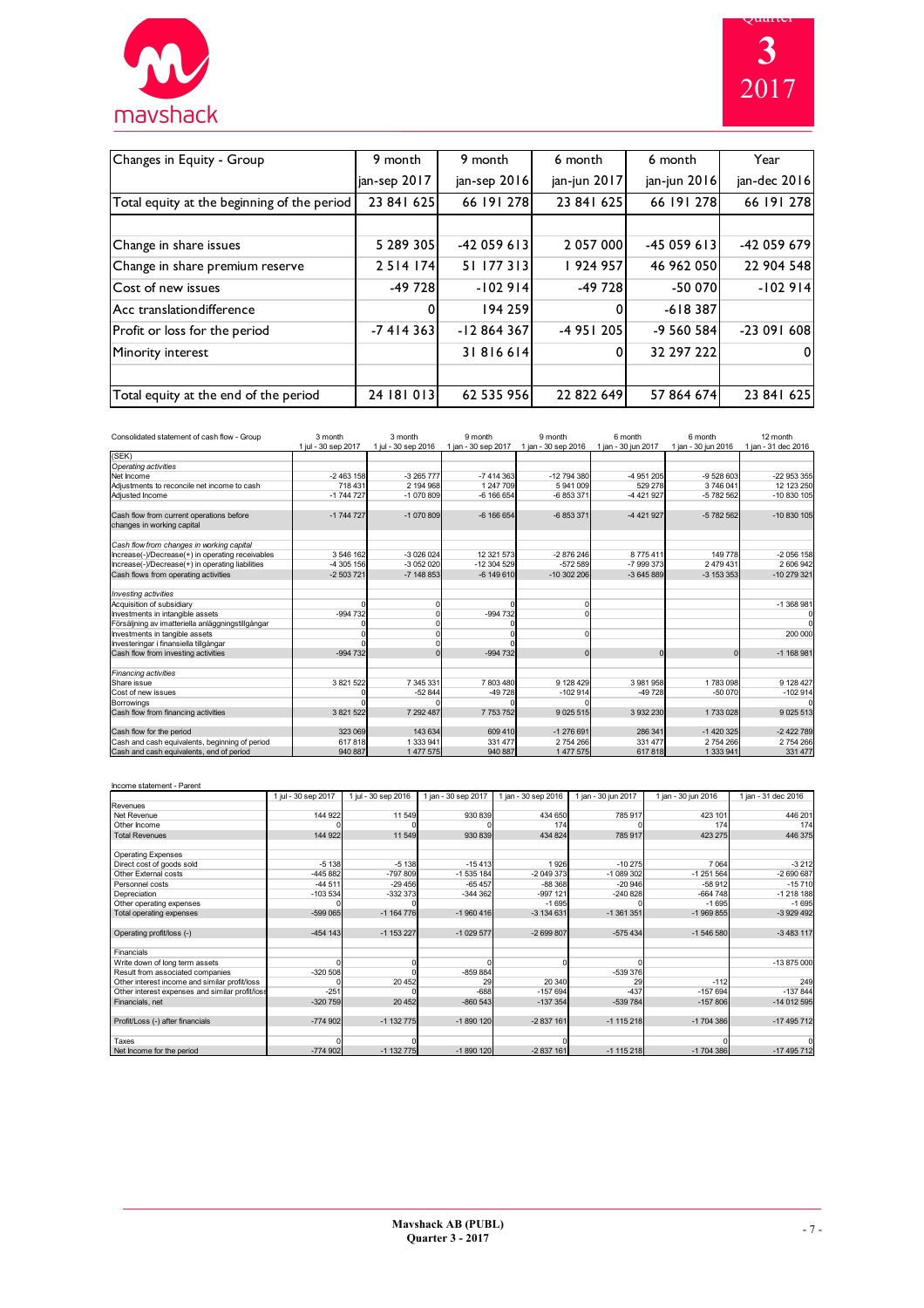| Changes in Equity - Group | 9 month jan-sep 2017 | 9 month jan-sep 2016 | 6 month jan-jun 2017 | 6 month jan-jun 2016 | Year jan-dec 2016 |
|---|---|---|---|---|---|
| Total equity at the beginning of the period | 23 841 625 | 66 191 278 | 23 841 625 | 66 191 278 | 66 191 278 |
| | | | | | |
| Change in share issues | 5 289 305 | -42 059 613 | 2 057 000 | -45 059 613 | -42 059 679 |
| Change in share premium reserve | 2 514 174 | 51 177 313 | 1 924 957 | 46 962 050 | 22 904 548 |
| Cost of new issues | -49 728 | -102 914 | -49 728 | -50 070 | -102 914 |
| Acc translationdifference | 0 | 194 259 | 0 | -618 387 | |
| Profit or loss for the period | -7 414 363 | -12 864 367 | -4 951 205 | -9 560 584 | -23 091 608 |
| Minority interest | | 31 816 614 | 0 | 32 297 222 | 0 |
| | | | | | |
| Total equity at the end of the period | 24 181 013 | 62 535 956 | 22 822 649 | 57 864 674 | 23 841 625 |

| Consolidated statement of cash flow - Group | 3 month 1 jul - 30 sep 2017 | 3 month 1 jul - 30 sep 2016 | 9 month 1 jan - 30 sep 2017 | 9 month 1 jan - 30 sep 2016 | 6 month 1 jan - 30 jun 2017 | 6 month 1 jan - 30 jun 2016 | 12 month 1 jan - 31 dec 2016 |
|---|---|---|---|---|---|---|---|
| (SEK) | | | | | | | |
| *Operating activities* | | | | | | | |
| Net Income | -2 463 158 | -3 265 777 | -7 414 363 | -12 794 380 | -4 951 205 | -9 528 603 | -22 953 355 |
| Adjustments to reconcile net income to cash | 718 431 | 2 194 968 | 1 247 709 | 5 941 009 | 529 278 | 3 746 041 | 12 123 250 |
| Adjusted Income | -1 744 727 | -1 070 809 | -6 166 654 | -6 853 371 | -4 421 927 | -5 782 562 | -10 830 105 |
| | | | | | | | |
| Cash flow from current operations before changes in working capital | -1 744 727 | -1 070 809 | -6 166 654 | -6 853 371 | -4 421 927 | -5 782 562 | -10 830 105 |
| | | | | | | | |
| *Cash flow from changes in working capital* | | | | | | | |
| Increase(-)/Decrease(+) in operating receivables | 3 546 162 | -3 026 024 | 12 321 573 | -2 876 246 | 8 775 411 | 149 778 | -2 056 158 |
| Increase(-)/Decrease(+) in operating liabilities | -4 305 156 | -3 052 020 | -12 304 529 | -572 589 | -7 999 373 | 2 479 431 | 2 606 942 |
| Cash flows from operating activities | -2 503 721 | -7 148 853 | -6 149 610 | -10 302 206 | -3 645 889 | -3 153 353 | -10 279 321 |
| | | | | | | | |
| *Investing activities* | | | | | | | |
| Acquisition of subsidiary | 0 | 0 | 0 | 0 | | | -1 368 981 |
| Investments in intangible assets | -994 732 | 0 | -994 732 | 0 | | | 0 |
| Försäljning av immateriella anläggningstillgångar | 0 | 0 | 0 | | | | 0 |
| Investments in tangible assets | 0 | 0 | 0 | 0 | | | 200 000 |
| Investeringar i finansiella tillgångar | 0 | 0 | 0 | | | | |
| Cash flow from investing activities | -994 732 | 0 | -994 732 | 0 | 0 | 0 | -1 168 981 |
| | | | | | | | |
| *Financing activities* | | | | | | | |
| Share issue | 3 821 522 | 7 345 331 | 7 803 480 | 9 128 429 | 3 981 958 | 1 783 098 | 9 128 427 |
| Cost of new issues | 0 | -52 844 | -49 728 | -102 914 | -49 728 | -50 070 | -102 914 |
| Borrowings | 0 | 0 | 0 | 0 | | | 0 |
| Cash flow from financing activities | 3 821 522 | 7 292 487 | 7 753 752 | 9 025 515 | 3 932 230 | 1 733 028 | 9 025 513 |
| | | | | | | | |
| Cash flow for the period | 323 069 | 143 634 | 609 410 | -1 276 691 | 286 341 | -1 420 325 | -2 422 789 |
| Cash and cash equivalents, beginning of period | 617 818 | 1 333 941 | 331 477 | 2 754 266 | 331 477 | 2 754 266 | 2 754 266 |
| Cash and cash equivalents, end of period | 940 887 | 1 477 575 | 940 887 | 1 477 575 | 617 818 | 1 333 941 | 331 477 |

| Income statement - Parent | 1 jul - 30 sep 2017 | 1 jul - 30 sep 2016 | 1 jan - 30 sep 2017 | 1 jan - 30 sep 2016 | 1 jan - 30 jun 2017 | 1 jan - 30 jun 2016 | 1 jan - 31 dec 2016 |
|---|---|---|---|---|---|---|---|
| Revenues | | | | | | | |
| Net Revenue | 144 922 | 11 549 | 930 839 | 434 650 | 785 917 | 423 101 | 446 201 |
| Other Income | 0 | 0 | 0 | 174 | 0 | 174 | 174 |
| Total Revenues | 144 922 | 11 549 | 930 839 | 434 824 | 785 917 | 423 275 | 446 375 |
| | | | | | | | |
| Operating Expenses | | | | | | | |
| Direct cost of goods sold | -5 138 | -5 138 | -15 413 | 1 926 | -10 275 | 7 064 | -3 212 |
| Other External costs | -445 882 | -797 809 | -1 535 184 | -2 049 373 | -1 089 302 | -1 251 564 | -2 690 687 |
| Personnel costs | -44 511 | -29 456 | -65 457 | -88 368 | -20 946 | -58 912 | -15 710 |
| Depreciation | -103 534 | -332 373 | -344 362 | -997 121 | -240 828 | -664 748 | -1 218 188 |
| Other operating expenses | 0 | 0 | | -1 695 | 0 | -1 695 | -1 695 |
| Total operating expenses | -599 065 | -1 164 776 | -1 960 416 | -3 134 631 | -1 361 351 | -1 969 855 | -3 929 492 |
| | | | | | | | |
| Operating profit/loss (-) | -454 143 | -1 153 227 | -1 029 577 | -2 699 807 | -575 434 | -1 546 580 | -3 483 117 |
| | | | | | | | |
| Financials | | | | | | | |
| Write down of long term assets | 0 | 0 | 0 | 0 | 0 | | -13 875 000 |
| Result from associated companies | -320 508 | 0 | -859 884 | | -539 376 | | |
| Other interest income and similar profit/loss | 0 | 20 452 | 29 | 20 340 | 29 | -112 | 249 |
| Other interest expenses and similar profit/loss | -251 | 0 | -688 | -157 694 | -437 | -157 694 | -137 844 |
| Financials, net | -320 759 | 20 452 | -860 543 | -137 354 | -539 784 | -157 806 | -14 012 595 |
| | | | | | | | |
| Profit/Loss (-) after financials | -774 902 | -1 132 775 | -1 890 120 | -2 837 161 | -1 115 218 | -1 704 386 | -17 495 712 |
| | | | | | | | |
| Taxes | 0 | 0 | | 0 | | 0 | 0 |
| Net Income for the period | -774 902 | -1 132 775 | -1 890 120 | -2 837 161 | -1 115 218 | -1 704 386 | -17 495 712 |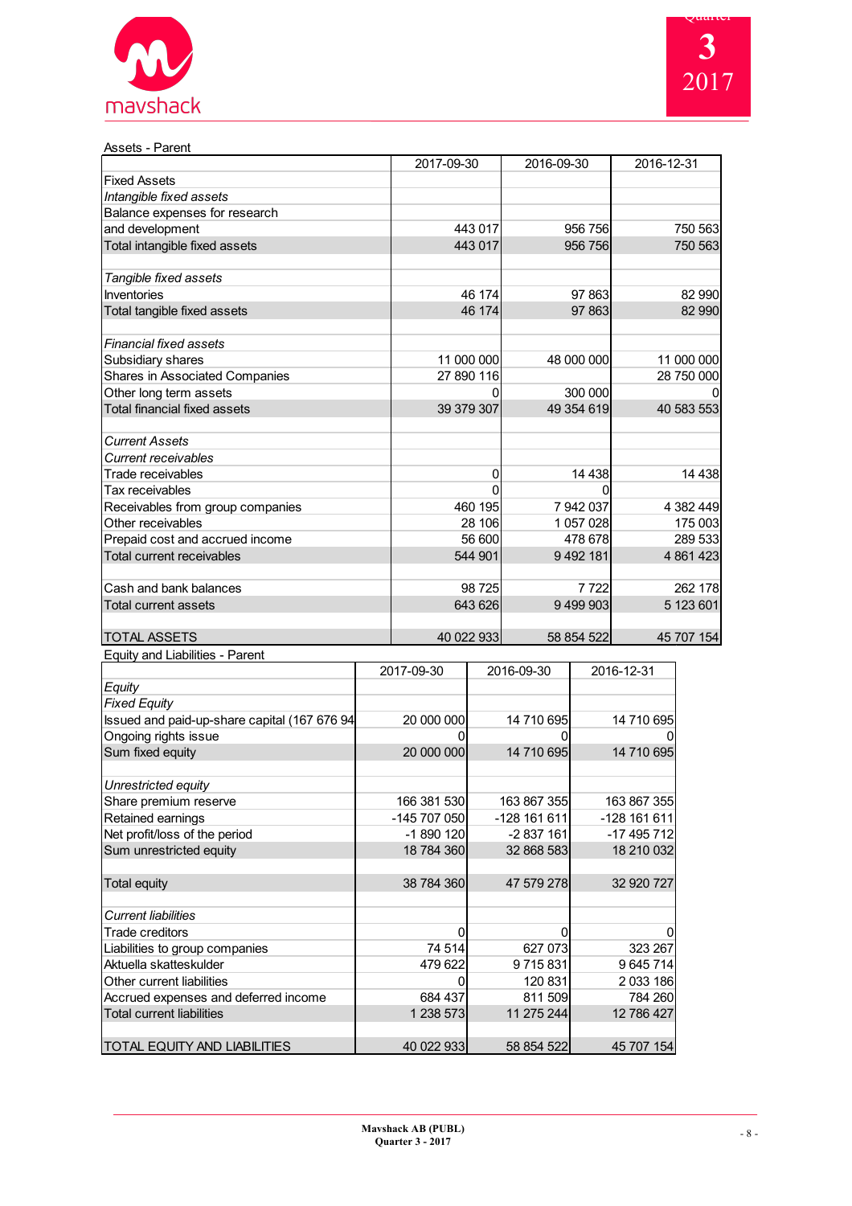Assets - Parent

| | 2017-09-30 | 2016-09-30 | 2016-12-31 |
|---|---|---|---|
| Fixed Assets | | | |
| *Intangible fixed assets* | | | |
| Balance expenses for research | | | |
| and development | 443 017 | 956 756 | 750 563 |
| Total intangible fixed assets | 443 017 | 956 756 | 750 563 |
| | | | |
| *Tangible fixed assets* | | | |
| Inventories | 46 174 | 97 863 | 82 990 |
| Total tangible fixed assets | 46 174 | 97 863 | 82 990 |
| | | | |
| *Financial fixed assets* | | | |
| Subsidiary shares | 11 000 000 | 48 000 000 | 11 000 000 |
| Shares in Associated Companies | 27 890 116 | | 28 750 000 |
| Other long term assets | 0 | 300 000 | 0 |
| Total financial fixed assets | 39 379 307 | 49 354 619 | 40 583 553 |
| | | | |
| *Current Assets* | | | |
| *Current receivables* | | | |
| Trade receivables | 0 | 14 438 | 14 438 |
| Tax receivables | 0 | 0 | |
| Receivables from group companies | 460 195 | 7 942 037 | 4 382 449 |
| Other receivables | 28 106 | 1 057 028 | 175 003 |
| Prepaid cost and accrued income | 56 600 | 478 678 | 289 533 |
| Total current receivables | 544 901 | 9 492 181 | 4 861 423 |
| | | | |
| Cash and bank balances | 98 725 | 7 722 | 262 178 |
| Total current assets | 643 626 | 9 499 903 | 5 123 601 |
| | | | |
| TOTAL ASSETS | 40 022 933 | 58 854 522 | 45 707 154 |

Equity and Liabilities - Parent

| | 2017-09-30 | 2016-09-30 | 2016-12-31 |
|---|---|---|---|
| *Equity* | | | |
| *Fixed Equity* | | | |
| Issued and paid-up-share capital (167 676 94 | 20 000 000 | 14 710 695 | 14 710 695 |
| Ongoing rights issue | 0 | 0 | 0 |
| Sum fixed equity | 20 000 000 | 14 710 695 | 14 710 695 |
| | | | |
| *Unrestricted equity* | | | |
| Share premium reserve | 166 381 530 | 163 867 355 | 163 867 355 |
| Retained earnings | -145 707 050 | -128 161 611 | -128 161 611 |
| Net profit/loss of the period | -1 890 120 | -2 837 161 | -17 495 712 |
| Sum unrestricted equity | 18 784 360 | 32 868 583 | 18 210 032 |
| | | | |
| Total equity | 38 784 360 | 47 579 278 | 32 920 727 |
| | | | |
| *Current liabilities* | | | |
| Trade creditors | 0 | 0 | 0 |
| Liabilities to group companies | 74 514 | 627 073 | 323 267 |
| Aktuella skatteskulder | 479 622 | 9 715 831 | 9 645 714 |
| Other current liabilities | 0 | 120 831 | 2 033 186 |
| Accrued expenses and deferred income | 684 437 | 811 509 | 784 260 |
| Total current liabilities | 1 238 573 | 11 275 244 | 12 786 427 |
| | | | |
| TOTAL EQUITY AND LIABILITIES | 40 022 933 | 58 854 522 | 45 707 154 |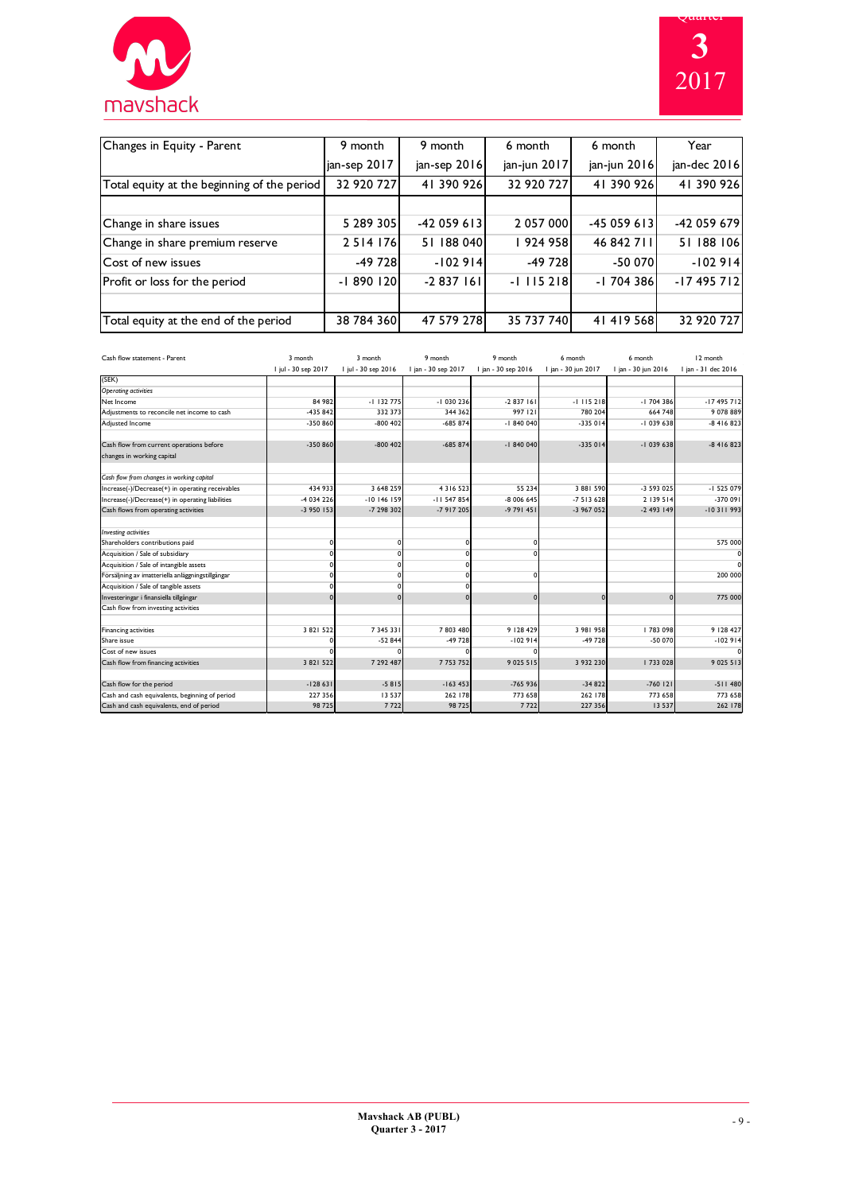| Changes in Equity - Parent | 9 month jan-sep 2017 | 9 month jan-sep 2016 | 6 month jan-jun 2017 | 6 month jan-jun 2016 | Year jan-dec 2016 |
|---|---|---|---|---|---|
| Total equity at the beginning of the period | 32 920 727 | 41 390 926 | 32 920 727 | 41 390 926 | 41 390 926 |
| | | | | | |
| Change in share issues | 5 289 305 | -42 059 613 | 2 057 000 | -45 059 613 | -42 059 679 |
| Change in share premium reserve | 2 514 176 | 51 188 040 | 1 924 958 | 46 842 711 | 51 188 106 |
| Cost of new issues | -49 728 | -102 914 | -49 728 | -50 070 | -102 914 |
| Profit or loss for the period | -1 890 120 | -2 837 161 | -1 115 218 | -1 704 386 | -17 495 712 |
| | | | | | |
| Total equity at the end of the period | 38 784 360 | 47 579 278 | 35 737 740 | 41 419 568 | 32 920 727 |

| Cash flow statement - Parent | 3 month 1 jul - 30 sep 2017 | 3 month 1 jul - 30 sep 2016 | 9 month 1 jan - 30 sep 2017 | 9 month 1 jan - 30 sep 2016 | 6 month 1 jan - 30 jun 2017 | 6 month 1 jan - 30 jun 2016 | 12 month 1 jan - 31 dec 2016 |
|---|---|---|---|---|---|---|---|
| (SEK) | | | | | | | |
| *Operating activities* | | | | | | | |
| Net Income | 84 982 | -1 132 775 | -1 030 236 | -2 837 161 | -1 115 218 | -1 704 386 | -17 495 712 |
| Adjustments to reconcile net income to cash | -435 842 | 332 373 | 344 362 | 997 121 | 780 204 | 664 748 | 9 078 889 |
| Adjusted Income | -350 860 | -800 402 | -685 874 | -1 840 040 | -335 014 | -1 039 638 | -8 416 823 |
| | | | | | | | |
| Cash flow from current operations before changes in working capital | -350 860 | -800 402 | -685 874 | -1 840 040 | -335 014 | -1 039 638 | -8 416 823 |
| | | | | | | | |
| *Cash flow from changes in working capital* | | | | | | | |
| Increase(-)/Decrease(+) in operating receivables | 434 933 | 3 648 259 | 4 316 523 | 55 234 | 3 881 590 | -3 593 025 | -1 525 079 |
| Increase(-)/Decrease(+) in operating liabilities | -4 034 226 | -10 146 159 | -11 547 854 | -8 006 645 | -7 513 628 | 2 139 514 | -370 091 |
| Cash flows from operating activities | -3 950 153 | -7 298 302 | -7 917 205 | -9 791 451 | -3 967 052 | -2 493 149 | -10 311 993 |
| | | | | | | | |
| *Investing activities* | | | | | | | |
| Shareholders contributions paid | 0 | 0 | 0 | 0 | | | 575 000 |
| Acquisition / Sale of subsidiary | 0 | 0 | 0 | 0 | | | 0 |
| Acquisition / Sale of intangible assets | 0 | 0 | 0 | | | | 0 |
| Försäljning av imatteriella anläggningstillgångar | 0 | 0 | 0 | 0 | | | 200 000 |
| Acquisition / Sale of tangible assets | 0 | 0 | 0 | | | | |
| Investeringar i finansiella tillgångar | 0 | 0 | 0 | 0 | 0 | 0 | 775 000 |
| Cash flow from investing activities | | | | | | | |
| | | | | | | | |
| Financing activities | 3 821 522 | 7 345 331 | 7 803 480 | 9 128 429 | 3 981 958 | 1 783 098 | 9 128 427 |
| Share issue | 0 | -52 844 | -49 728 | -102 914 | -49 728 | -50 070 | -102 914 |
| Cost of new issues | 0 | 0 | 0 | 0 | | | 0 |
| Cash flow from financing activities | 3 821 522 | 7 292 487 | 7 753 752 | 9 025 515 | 3 932 230 | 1 733 028 | 9 025 513 |
| | | | | | | | |
| Cash flow for the period | -128 631 | -5 815 | -163 453 | -765 936 | -34 822 | -760 121 | -511 480 |
| Cash and cash equivalents, beginning of period | 227 356 | 13 537 | 262 178 | 773 658 | 262 178 | 773 658 | 773 658 |
| Cash and cash equivalents, end of period | 98 725 | 7 722 | 98 725 | 7 722 | 227 356 | 13 537 | 262 178 |